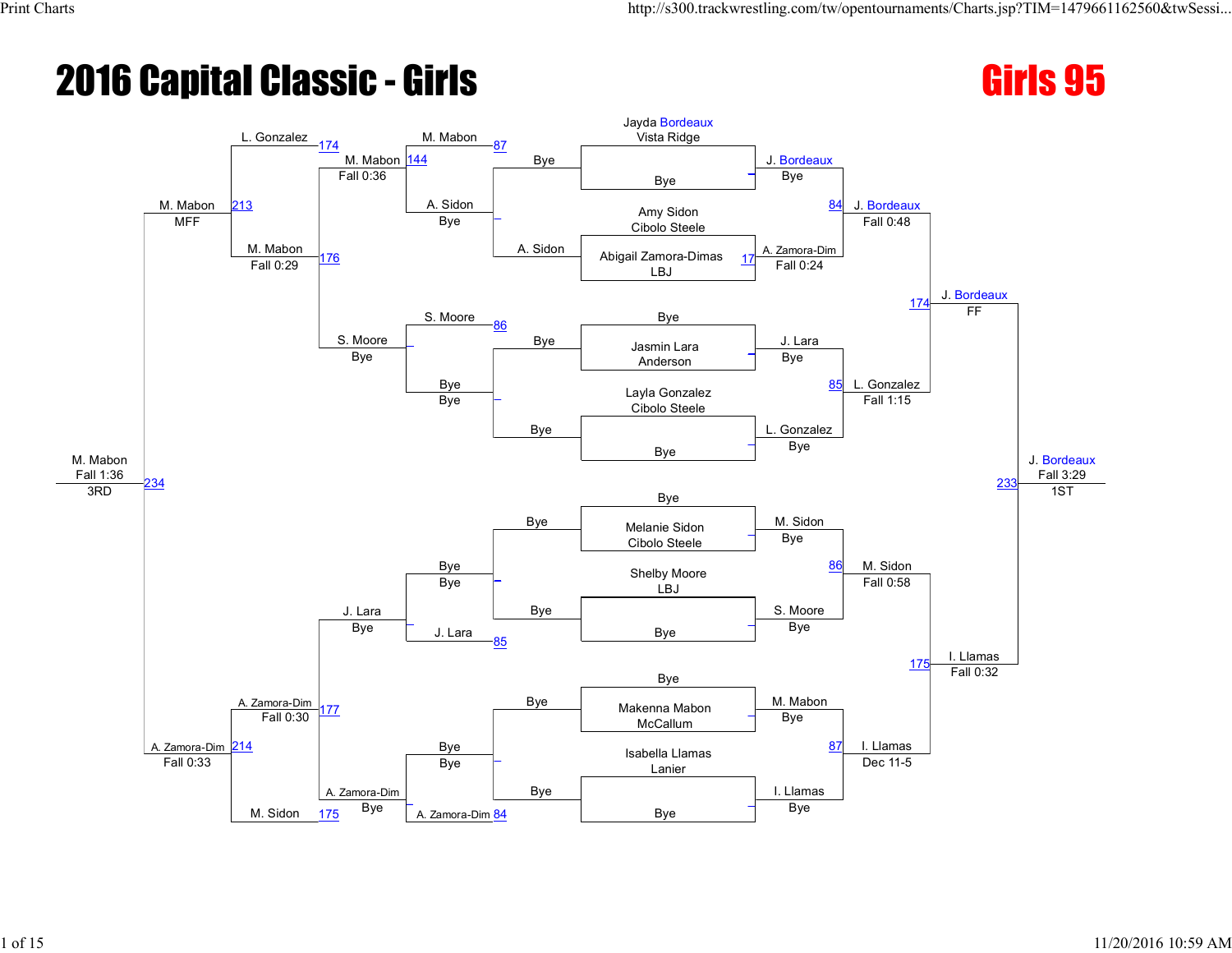# 2016 Capital Classic - Girls

## Girls 95

Jayda Bordeaux
Vista Ridge
Bye
J. Bordeaux
Bye

Amy Sidon
Cibolo Steele
Abigail Zamora-Dimas
LBJ
17
A. Zamora-Dim
Fall 0:24

84
J. Bordeaux
Fall 0:48

Bye
Jasmin Lara
Anderson
J. Lara
Bye

Layla Gonzalez
Cibolo Steele
Bye
L. Gonzalez
Bye

85
L. Gonzalez
Fall 1:15

174
J. Bordeaux
FF

Bye
Melanie Sidon
Cibolo Steele
M. Sidon
Bye

Shelby Moore
LBJ
Bye
S. Moore
Bye

86
M. Sidon
Fall 0:58

Bye
Makenna Mabon
McCallum
M. Mabon
Bye

Isabella Llamas
Lanier
Bye
I. Llamas
Bye

87
I. Llamas
Dec 11-5

175
I. Llamas
Fall 0:32

233
J. Bordeaux
Fall 3:29
1ST

M. Mabon
87
Bye
A. Sidon
Bye
A. Sidon

144
M. Mabon
Fall 0:36

S. Moore
86
Bye
Bye
Bye
Bye

S. Moore
Bye

L. Gonzalez
174
M. Mabon
176
Fall 0:29

213
M. Mabon
MFF

Bye
Bye
Bye
J. Lara
85
Bye

J. Lara
Bye

Bye
Bye
Bye
A. Zamora-Dim
84
Bye

A. Zamora-Dim
Bye

A. Zamora-Dim
Fall 0:30
177
M. Sidon
175

214
A. Zamora-Dim
Fall 0:33

234
M. Mabon
Fall 1:36
3RD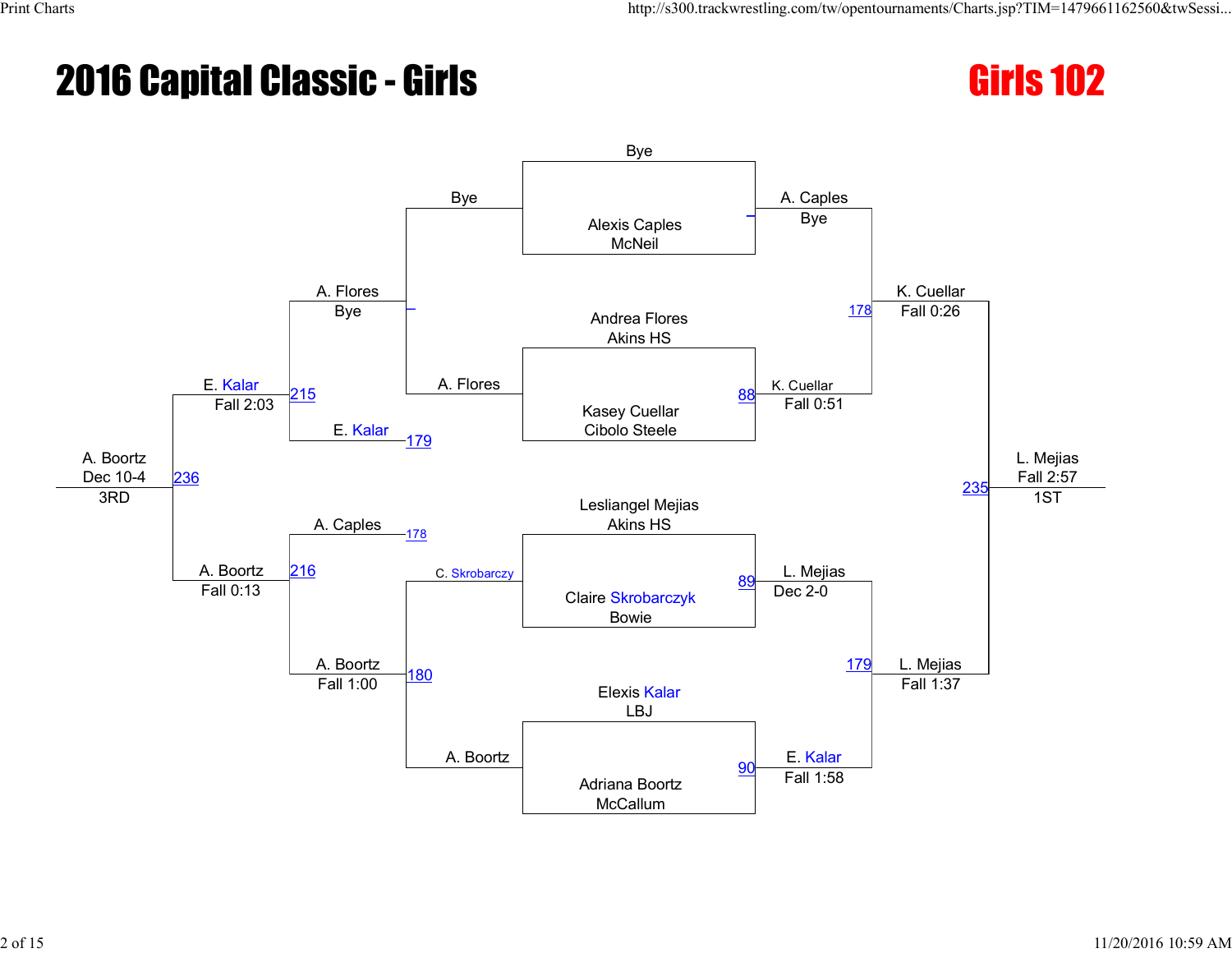# 2016 Capital Classic - Girls

## Girls 102

Bye

Alexis Caples
McNeil

Andrea Flores
Akins HS

Kasey Cuellar
Cibolo Steele

Lesliangel Mejias
Akins HS

Claire Skrobarczyk
Bowie

Elexis Kalar
LBJ

Adriana Boortz
McCallum

A. Caples
Bye

88 K. Cuellar
Fall 0:51

89 L. Mejias
Dec 2-0

90 E. Kalar
Fall 1:58

178 K. Cuellar
Fall 0:26

179 L. Mejias
Fall 1:37

235 L. Mejias
Fall 2:57
1ST

Bye

A. Flores

C. Skrobarczyk

A. Boortz

A. Flores
Bye

179 E. Kalar

178 A. Caples

180 A. Boortz
Fall 1:00

215 E. Kalar
Fall 2:03

216 A. Boortz
Fall 0:13

236 A. Boortz
Dec 10-4
3RD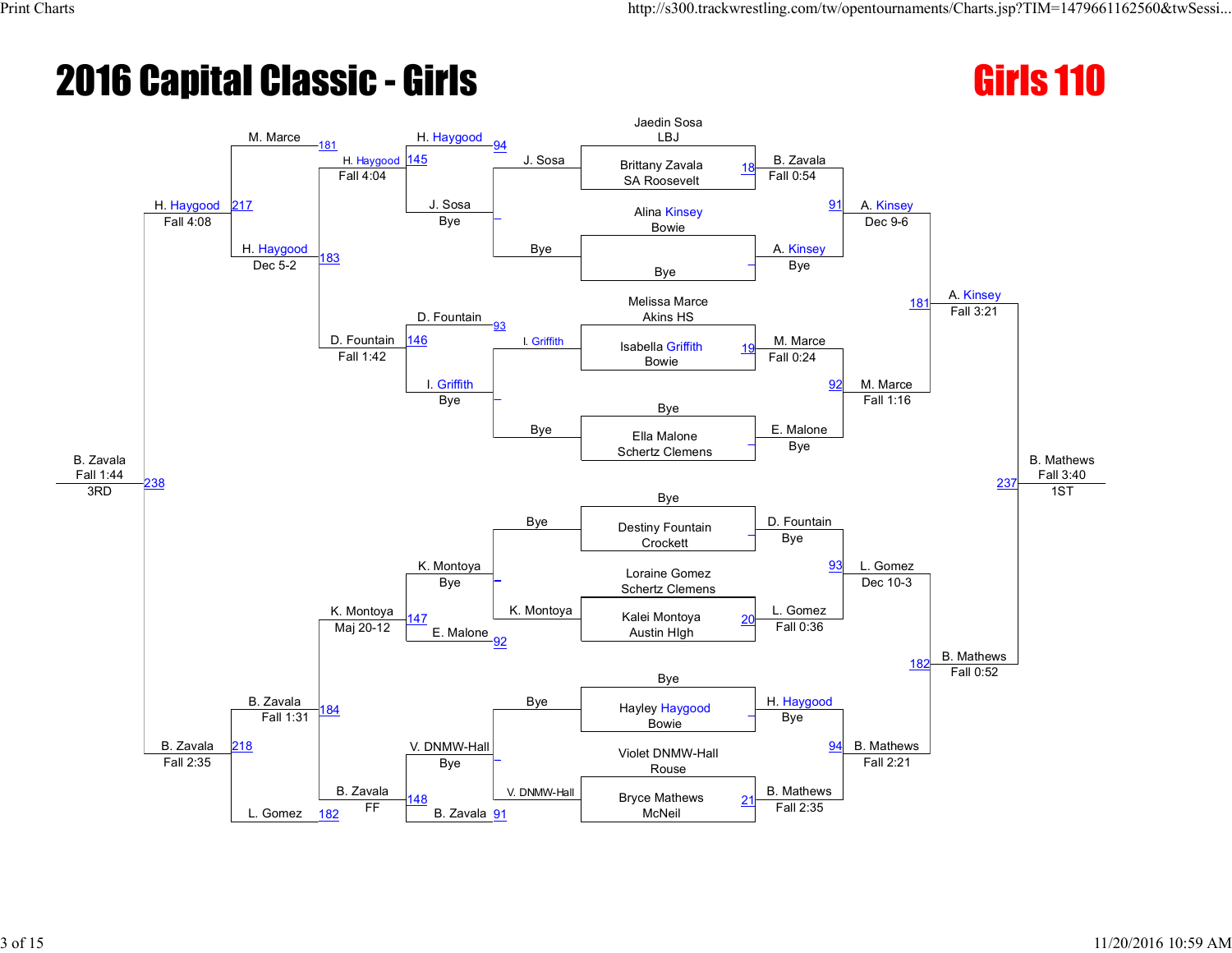# 2016 Capital Classic - Girls

# Girls 110

Jaedin Sosa
LBJ

Brittany Zavala
SA Roosevelt
18

B. Zavala
Fall 0:54

Alina Kinsey
Bowie

Bye

A. Kinsey
Bye

91

A. Kinsey
Dec 9-6

Melissa Marce
Akins HS

Isabella Griffith
Bowie
19

M. Marce
Fall 0:24

Bye

Ella Malone
Schertz Clemens

E. Malone
Bye

92

M. Marce
Fall 1:16

181

A. Kinsey
Fall 3:21

Bye

Destiny Fountain
Crockett

D. Fountain
Bye

Loraine Gomez
Schertz Clemens

Kalei Montoya
Austin HIgh
20

L. Gomez
Fall 0:36

93

L. Gomez
Dec 10-3

Bye

Hayley Haygood
Bowie

H. Haygood
Bye

Violet DNMW-Hall
Rouse

Bryce Mathews
McNeil
21

B. Mathews
Fall 2:35

94

B. Mathews
Fall 2:21

182

B. Mathews
Fall 0:52

237

B. Mathews
Fall 3:40
1ST

J. Sosa
Bye

J. Sosa
Bye

H. Haygood
94

H. Haygood
145
Fall 4:04

I. Griffith
Bye

I. Griffith

D. Fountain
93

D. Fountain
146
Fall 1:42

M. Marce
181

H. Haygood
183
Dec 5-2

H. Haygood
217
Fall 4:08

Bye

K. Montoya

K. Montoya
Bye

E. Malone
92

K. Montoya
147
Maj 20-12

Bye

V. DNMW-Hall

V. DNMW-Hall
Bye

B. Zavala
91

B. Zavala
148
FF

B. Zavala
184
Fall 1:31

L. Gomez
182

B. Zavala
218
Fall 2:35

238

B. Zavala
Fall 1:44
3RD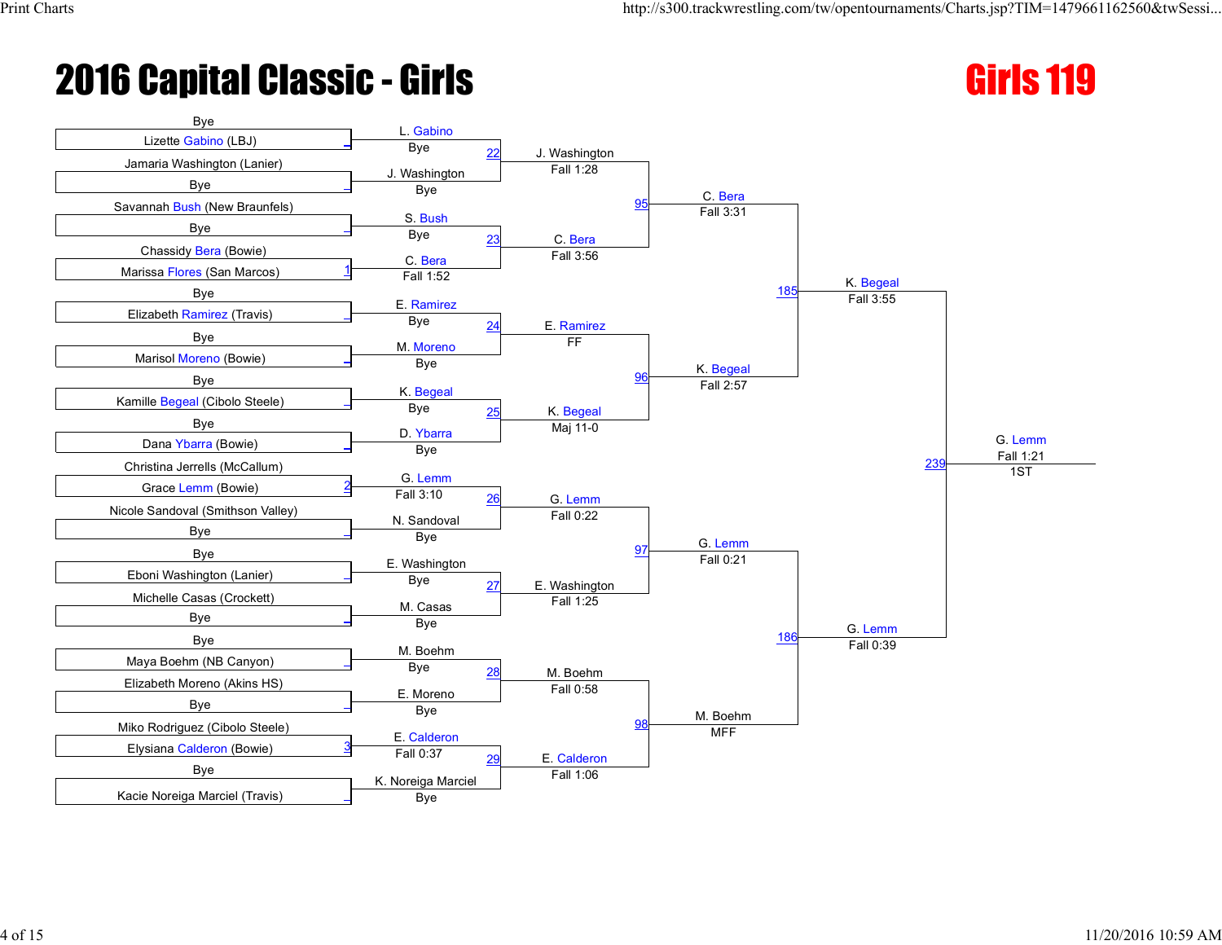# 2016 Capital Classic - Girls

## Girls 119

Bye
Lizette Gabino (LBJ)
Jamaria Washington (Lanier)
Bye
Savannah Bush (New Braunfels)
Bye
Chassidy Bera (Bowie)
Marissa Flores (San Marcos)
Bye
Elizabeth Ramirez (Travis)
Bye
Marisol Moreno (Bowie)
Bye
Kamille Begeal (Cibolo Steele)
Bye
Dana Ybarra (Bowie)
Christina Jerrells (McCallum)
Grace Lemm (Bowie)
Nicole Sandoval (Smithson Valley)
Bye
Bye
Eboni Washington (Lanier)
Michelle Casas (Crockett)
Bye
Bye
Maya Boehm (NB Canyon)
Elizabeth Moreno (Akins HS)
Bye
Miko Rodriguez (Cibolo Steele)
Elysiana Calderon (Bowie)
Bye
Kacie Noreiga Marciel (Travis)

1
2
3

L. Gabino
Bye
J. Washington
Bye
S. Bush
Bye
C. Bera
Fall 1:52
E. Ramirez
Bye
M. Moreno
Bye
K. Begeal
Bye
D. Ybarra
Bye
G. Lemm
Fall 3:10
N. Sandoval
Bye
E. Washington
Bye
M. Casas
Bye
M. Boehm
Bye
E. Moreno
Bye
E. Calderon
Fall 0:37
K. Noreiga Marciel
Bye

22
23
24
25
26
27
28
29

J. Washington
Fall 1:28
C. Bera
Fall 3:56
E. Ramirez
FF
K. Begeal
Maj 11-0
G. Lemm
Fall 0:22
E. Washington
Fall 1:25
M. Boehm
Fall 0:58
E. Calderon
Fall 1:06

95
96
97
98

C. Bera
Fall 3:31
K. Begeal
Fall 2:57
G. Lemm
Fall 0:21
M. Boehm
MFF

185
186

K. Begeal
Fall 3:55
G. Lemm
Fall 0:39

239

G. Lemm
Fall 1:21
1ST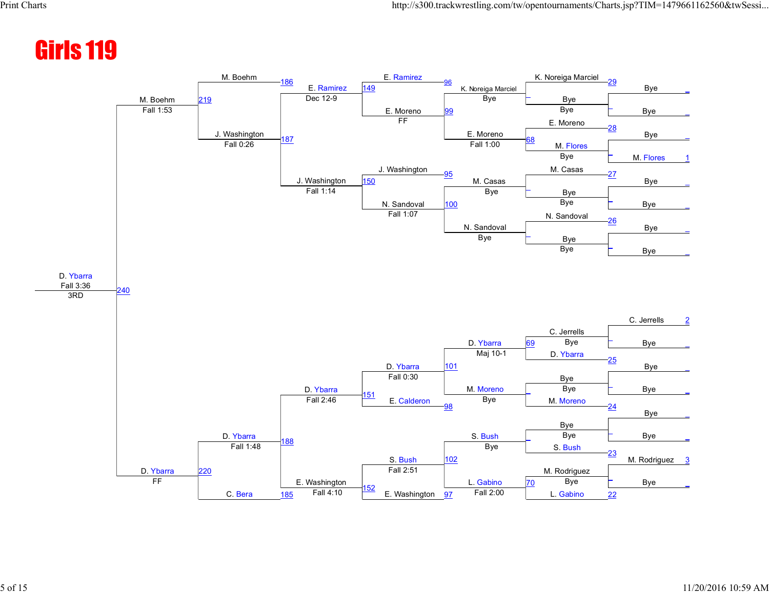# Girls 119

M. Boehm
186
E. Ramirez
Dec 12-9
149
E. Ramirez
96
K. Noreiga Marciel
Bye
K. Noreiga Marciel
29
Bye
Bye
Bye
Bye
M. Boehm
Fall 1:53
219
E. Moreno
FF
99
E. Moreno
28
Bye
E. Moreno
Fall 1:00
68
M. Flores
Bye
M. Flores
1
J. Washington
Fall 0:26
187
J. Washington
95
M. Casas
27
Bye
J. Washington
Fall 1:14
150
M. Casas
Bye
Bye
Bye
Bye
N. Sandoval
Fall 1:07
100
N. Sandoval
26
Bye
N. Sandoval
Bye
Bye
Bye
Bye

D. Ybarra
Fall 3:36
3RD
240

C. Jerrells
2
C. Jerrells
Bye
Bye
D. Ybarra
Maj 10-1
69
D. Ybarra
25
Bye
D. Ybarra
Fall 0:30
101
Bye
Bye
Bye
D. Ybarra
Fall 2:46
151
M. Moreno
Bye
M. Moreno
24
E. Calderon
98
Bye
Bye
D. Ybarra
Fall 1:48
188
S. Bush
Bye
Bye
Bye
S. Bush
23
S. Bush
Fall 2:51
102
M. Rodriguez
3
D. Ybarra
FF
220
E. Washington
Fall 4:10
152
L. Gabino
Fall 2:00
70
M. Rodriguez
Bye
Bye
C. Bera
185
E. Washington
97
L. Gabino
22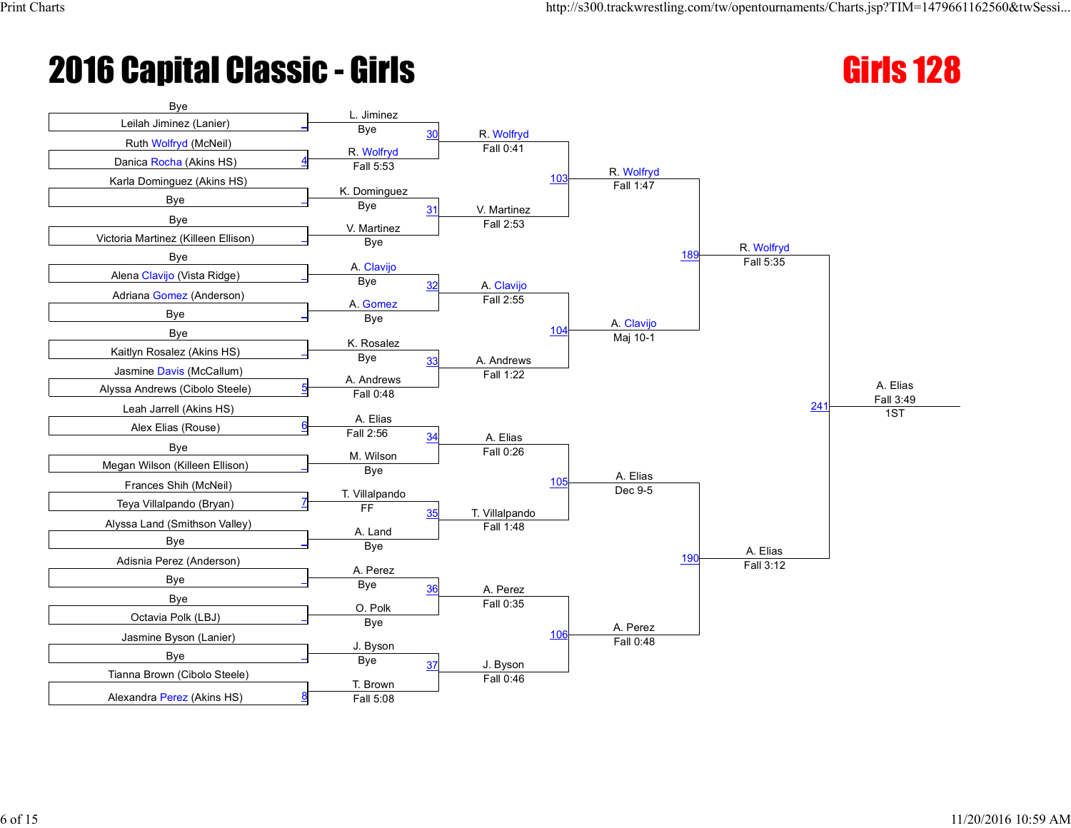# 2016 Capital Classic - Girls

## Girls 128

### Round 1 (First Round)

| Wrestler 1 | Wrestler 2 | Bout | Winner | Result |
|---|---|---|---|---|
| Bye | Leilah Jiminez (Lanier) | | L. Jiminez | Bye |
| Ruth Wolfryd (McNeil) | Danica Rocha (Akins HS) | 4 | R. Wolfryd | Fall 5:53 |
| Karla Dominguez (Akins HS) | Bye | | K. Dominguez | Bye |
| Bye | Victoria Martinez (Killeen Ellison) | | V. Martinez | Bye |
| Bye | Alena Clavijo (Vista Ridge) | | A. Clavijo | Bye |
| Adriana Gomez (Anderson) | Bye | | A. Gomez | Bye |
| Bye | Kaitlyn Rosalez (Akins HS) | | K. Rosalez | Bye |
| Jasmine Davis (McCallum) | Alyssa Andrews (Cibolo Steele) | 5 | A. Andrews | Fall 0:48 |
| Leah Jarrell (Akins HS) | Alex Elias (Rouse) | 6 | A. Elias | Fall 2:56 |
| Bye | Megan Wilson (Killeen Ellison) | | M. Wilson | Bye |
| Frances Shih (McNeil) | Teya Villalpando (Bryan) | 7 | T. Villalpando | FF |
| Alyssa Land (Smithson Valley) | Bye | | A. Land | Bye |
| Adisnia Perez (Anderson) | Bye | | A. Perez | Bye |
| Bye | Octavia Polk (LBJ) | | O. Polk | Bye |
| Jasmine Byson (Lanier) | Bye | | J. Byson | Bye |
| Tianna Brown (Cibolo Steele) | Alexandra Perez (Akins HS) | 8 | T. Brown | Fall 5:08 |

### Round 2

| Bout | Winner | Result |
|---|---|---|
| 30 | R. Wolfryd | Fall 0:41 |
| 31 | V. Martinez | Fall 2:53 |
| 32 | A. Clavijo | Fall 2:55 |
| 33 | A. Andrews | Fall 1:22 |
| 34 | A. Elias | Fall 0:26 |
| 35 | T. Villalpando | Fall 1:48 |
| 36 | A. Perez | Fall 0:35 |
| 37 | J. Byson | Fall 0:46 |

### Quarterfinals

| Bout | Winner | Result |
|---|---|---|
| 103 | R. Wolfryd | Fall 1:47 |
| 104 | A. Clavijo | Maj 10-1 |
| 105 | A. Elias | Dec 9-5 |
| 106 | A. Perez | Fall 0:48 |

### Semifinals

| Bout | Winner | Result |
|---|---|---|
| 189 | R. Wolfryd | Fall 5:35 |
| 190 | A. Elias | Fall 3:12 |

### Final

| Bout | Winner | Result |
|---|---|---|
| 241 | A. Elias | Fall 3:49 — 1ST |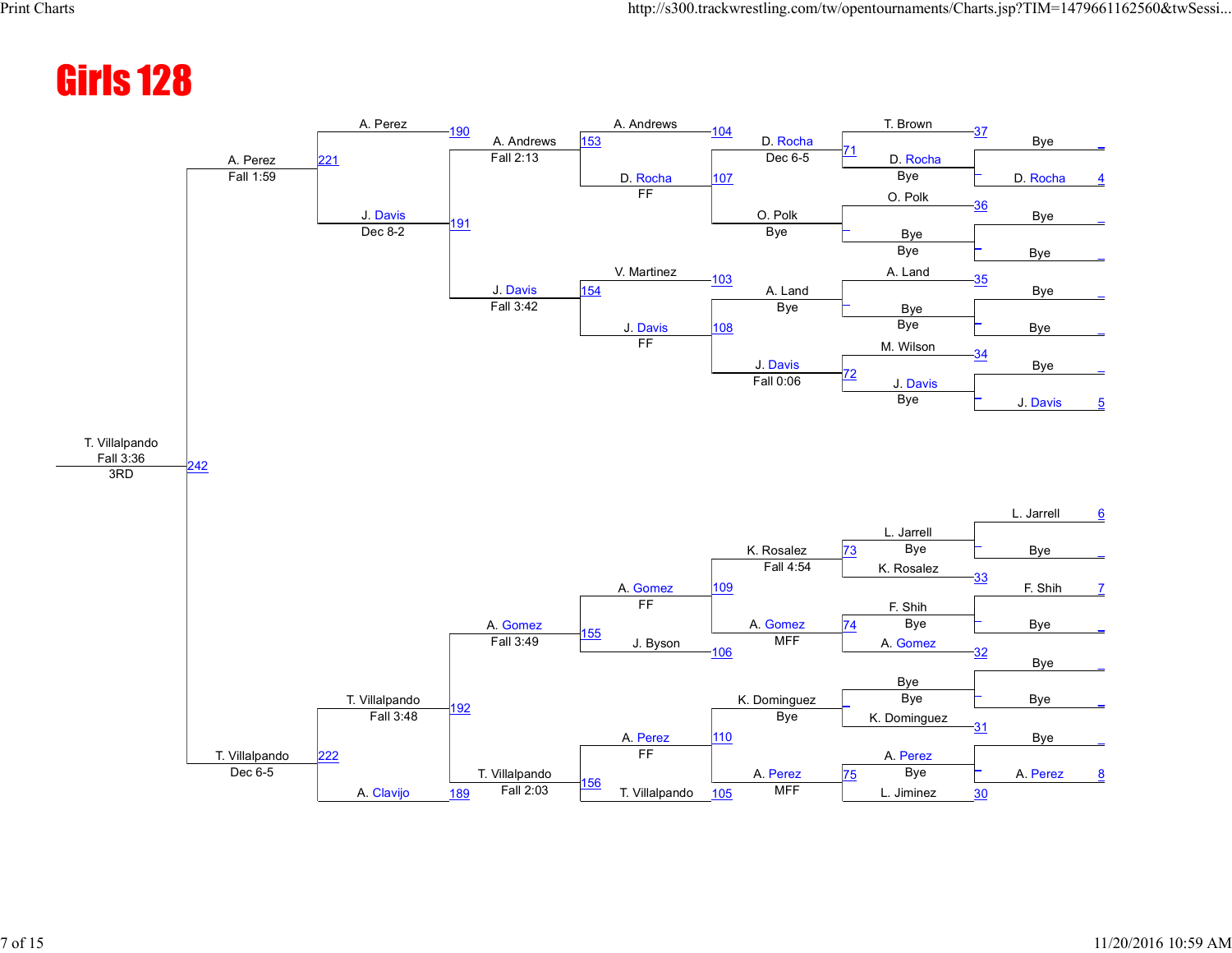# Girls 128

A. Perez
190
A. Andrews
Fall 2:13
153
A. Andrews
104
D. Rocha
Dec 6-5
71
T. Brown
37
Bye
_
A. Perez
Fall 1:59
221
D. Rocha
Bye
D. Rocha
4
D. Rocha
FF
107
J. Davis
Dec 8-2
191
O. Polk
36
Bye
_
O. Polk
Bye
_
Bye
Bye
_
Bye
_
J. Davis
Fall 3:42
154
V. Martinez
103
A. Land
Bye
A. Land
35
Bye
_
Bye
Bye
_
Bye
_
J. Davis
FF
108
J. Davis
Fall 0:06
M. Wilson
34
Bye
_
72
J. Davis
Bye
J. Davis
5
_

T. Villalpando
Fall 3:36
3RD
242

L. Jarrell
6
K. Rosalez
Fall 4:54
73
L. Jarrell
Bye
_
Bye
_
K. Rosalez
33
F. Shih
7
A. Gomez
FF
109
F. Shih
Bye
74
_
Bye
_
A. Gomez
Fall 3:49
155
A. Gomez
MFF
A. Gomez
32
Bye
_
J. Byson
106
Bye
Bye
_
Bye
_
T. Villalpando
Fall 3:48
192
K. Dominguez
Bye
K. Dominguez
31
Bye
_
T. Villalpando
Dec 6-5
222
A. Perez
FF
110
A. Perez
Bye
A. Perez
8
_
T. Villalpando
Fall 2:03
156
A. Perez
MFF
75
L. Jiminez
30
A. Clavijo
189
T. Villalpando
105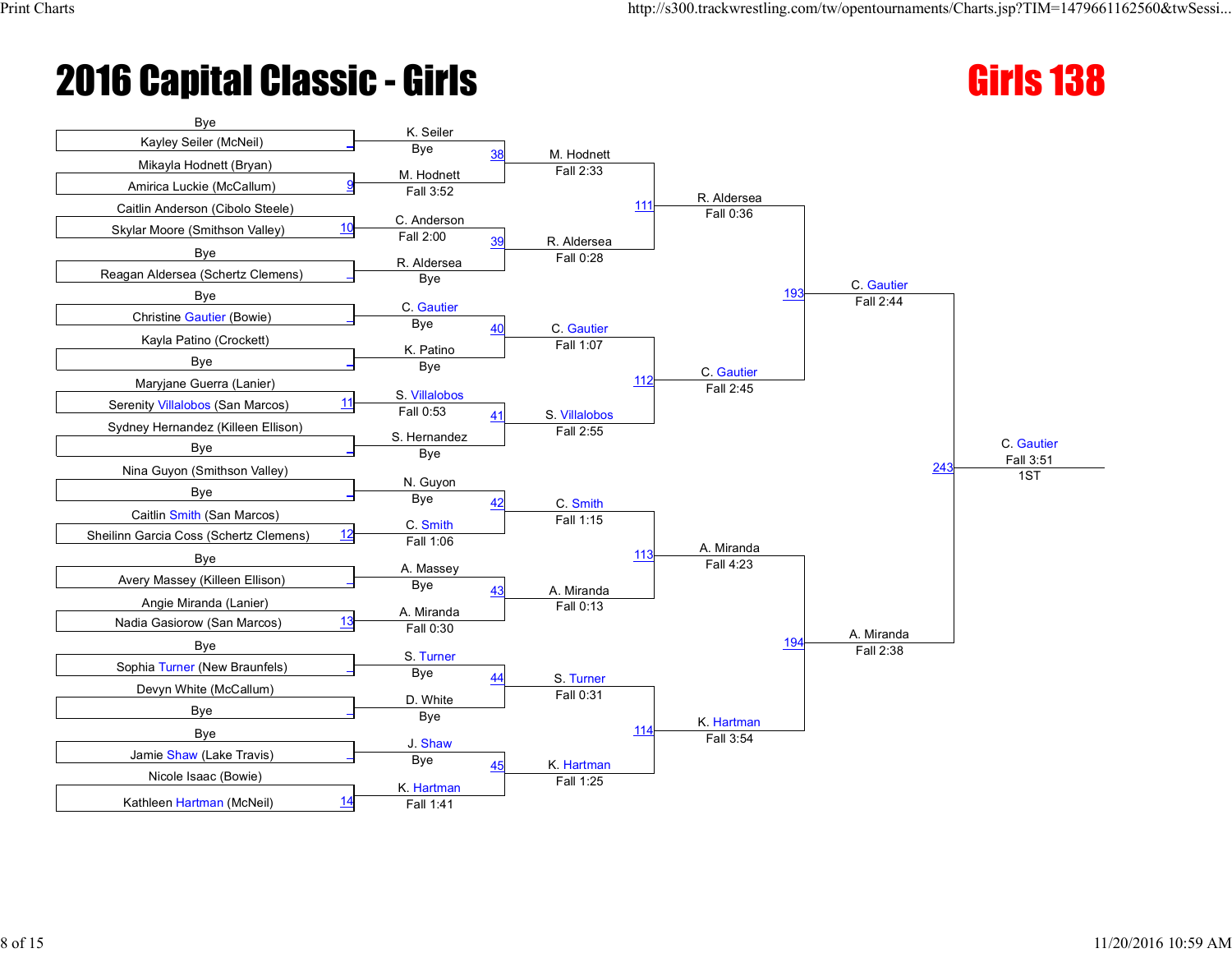# 2016 Capital Classic - Girls

# Girls 138

Bye
Kayley Seiler (McNeil)
Mikayla Hodnett (Bryan)
Amirica Luckie (McCallum) 9
Caitlin Anderson (Cibolo Steele)
Skylar Moore (Smithson Valley) 10
Bye
Reagan Aldersea (Schertz Clemens)
Bye
Christine Gautier (Bowie)
Kayla Patino (Crockett)
Bye
Maryjane Guerra (Lanier)
Serenity Villalobos (San Marcos) 11
Sydney Hernandez (Killeen Ellison)
Bye
Nina Guyon (Smithson Valley)
Bye
Caitlin Smith (San Marcos)
Sheilinn Garcia Coss (Schertz Clemens) 12
Bye
Avery Massey (Killeen Ellison)
Angie Miranda (Lanier)
Nadia Gasiorow (San Marcos) 13
Bye
Sophia Turner (New Braunfels)
Devyn White (McCallum)
Bye
Bye
Jamie Shaw (Lake Travis)
Nicole Isaac (Bowie)
Kathleen Hartman (McNeil) 14

K. Seiler
Bye
38
M. Hodnett
Fall 3:52
C. Anderson
Fall 2:00
39
R. Aldersea
Bye
C. Gautier
Bye
40
K. Patino
Bye
S. Villalobos
Fall 0:53
41
S. Hernandez
Bye
N. Guyon
Bye
42
C. Smith
Fall 1:06
A. Massey
Bye
43
A. Miranda
Fall 0:30
S. Turner
Bye
44
D. White
Bye
J. Shaw
Bye
45
K. Hartman
Fall 1:41

M. Hodnett
Fall 2:33
111
R. Aldersea
Fall 0:28
C. Gautier
Fall 1:07
112
S. Villalobos
Fall 2:55
C. Smith
Fall 1:15
113
A. Miranda
Fall 0:13
S. Turner
Fall 0:31
114
K. Hartman
Fall 1:25

R. Aldersea
Fall 0:36
193
C. Gautier
Fall 2:45
A. Miranda
Fall 4:23
194
K. Hartman
Fall 3:54

C. Gautier
Fall 2:44
243
A. Miranda
Fall 2:38

C. Gautier
Fall 3:51
1ST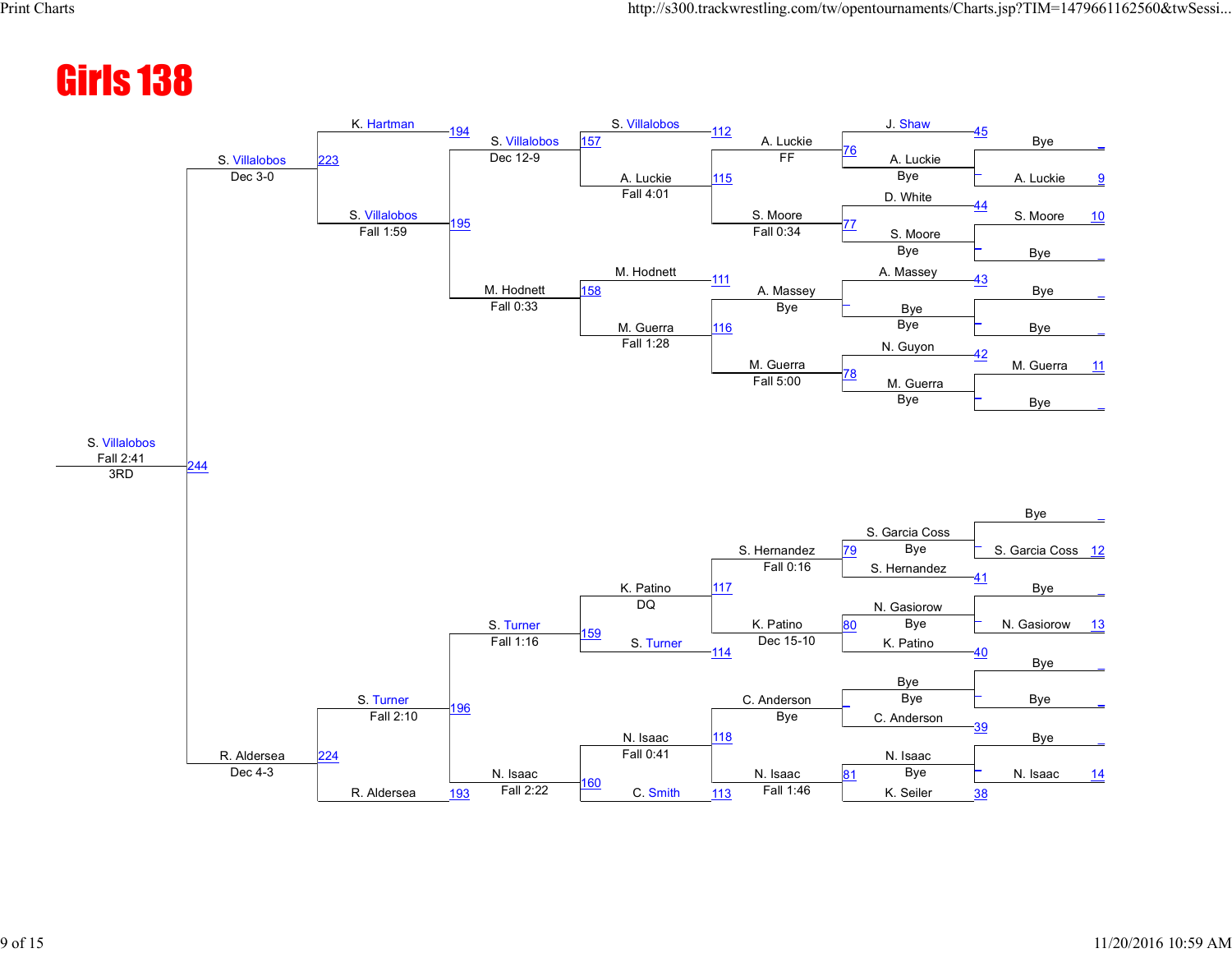# Girls 138

K. Hartman
194
S. Villalobos
Dec 3-0
223
S. Villalobos
Fall 1:59
195
S. Villalobos
Dec 12-9
157
S. Villalobos
112
A. Luckie
Fall 4:01
115
A. Luckie
FF
76
S. Moore
Fall 0:34
77
J. Shaw
45
A. Luckie
Bye
Bye
A. Luckie
9
D. White
44
S. Moore
Bye
S. Moore
10
Bye

M. Hodnett
Fall 0:33
158
M. Hodnett
111
M. Guerra
Fall 1:28
116
A. Massey
Bye
M. Guerra
Fall 5:00
78
A. Massey
43
Bye
Bye
Bye
Bye
N. Guyon
42
M. Guerra
Bye
M. Guerra
11
Bye

S. Villalobos
Fall 2:41
3RD
244

Bye
S. Garcia Coss
Bye
79
S. Garcia Coss
12
S. Hernandez
Fall 0:16
S. Hernandez
41
117
Bye
K. Patino
DQ
N. Gasiorow
Bye
80
N. Gasiorow
13
K. Patino
Dec 15-10
K. Patino
40
S. Turner
Fall 1:16
159
S. Turner
114
Bye
Bye
Bye
C. Anderson
Bye
Bye
C. Anderson
39
118
Bye
S. Turner
Fall 2:10
196
N. Isaac
Fall 0:41
N. Isaac
Bye
81
N. Isaac
14
N. Isaac
Fall 1:46
K. Seiler
38
R. Aldersea
Dec 4-3
224
N. Isaac
Fall 2:22
160
C. Smith
113
R. Aldersea
193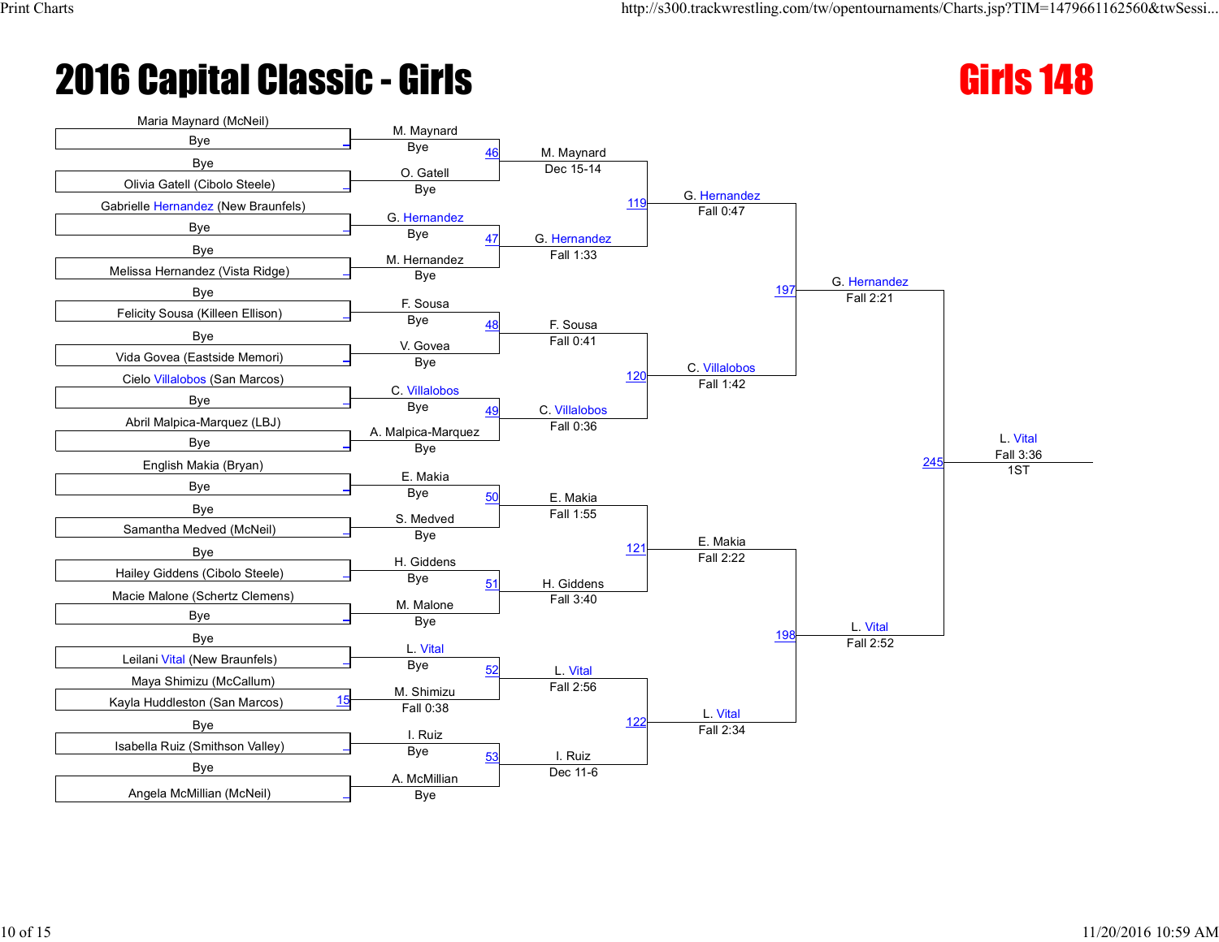# 2016 Capital Classic - Girls

## Girls 148

Maria Maynard (McNeil)
Bye
Bye
Olivia Gatell (Cibolo Steele)
Gabrielle Hernandez (New Braunfels)
Bye
Bye
Melissa Hernandez (Vista Ridge)
Bye
Felicity Sousa (Killeen Ellison)
Bye
Vida Govea (Eastside Memori)
Cielo Villalobos (San Marcos)
Bye
Abril Malpica-Marquez (LBJ)
Bye
English Makia (Bryan)
Bye
Bye
Samantha Medved (McNeil)
Bye
Hailey Giddens (Cibolo Steele)
Macie Malone (Schertz Clemens)
Bye
Bye
Leilani Vital (New Braunfels)
Maya Shimizu (McCallum)
Kayla Huddleston (San Marcos) 15
Bye
Isabella Ruiz (Smithson Valley)
Bye
Angela McMillian (McNeil)

M. Maynard
Bye
46
O. Gatell
Bye
G. Hernandez
Bye
47
M. Hernandez
Bye
F. Sousa
Bye
48
V. Govea
Bye
C. Villalobos
Bye
49
A. Malpica-Marquez
Bye
E. Makia
Bye
50
S. Medved
Bye
H. Giddens
Bye
51
M. Malone
Bye
L. Vital
Bye
52
M. Shimizu
Fall 0:38
I. Ruiz
Bye
53
A. McMillian
Bye

M. Maynard
Dec 15-14
119
G. Hernandez
Fall 1:33
F. Sousa
Fall 0:41
120
C. Villalobos
Fall 0:36
E. Makia
Fall 1:55
121
H. Giddens
Fall 3:40
L. Vital
Fall 2:56
122
I. Ruiz
Dec 11-6

G. Hernandez
Fall 0:47
197
C. Villalobos
Fall 1:42
E. Makia
Fall 2:22
198
L. Vital
Fall 2:34

G. Hernandez
Fall 2:21
245
L. Vital
Fall 2:52

L. Vital
Fall 3:36
1ST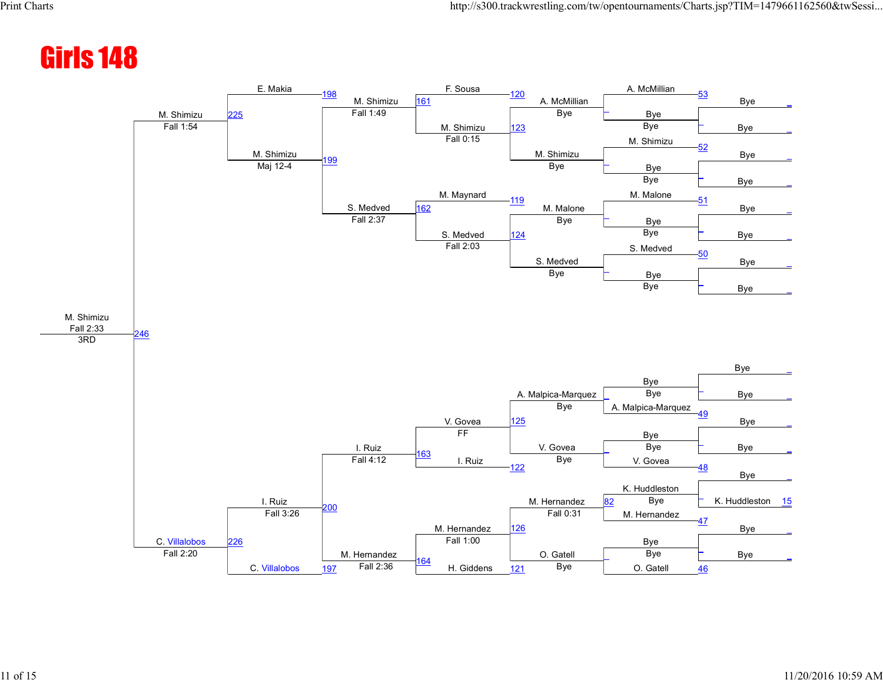# Girls 148

E. Makia
198
M. Shimizu
Fall 1:49
161
F. Sousa
120
A. McMillian
Bye
A. McMillian
53
Bye
Bye
Bye
Bye

M. Shimizu
Fall 1:54
225

M. Shimizu
Maj 12-4
199

M. Shimizu
Fall 0:15
123
M. Shimizu
Bye
M. Shimizu
52
Bye
Bye
Bye
Bye

M. Maynard
119
M. Malone
Bye
M. Malone
51
Bye
Bye
Bye
Bye

S. Medved
Fall 2:37
162
S. Medved
Fall 2:03
124
S. Medved
Bye
S. Medved
50
Bye
Bye
Bye
Bye

M. Shimizu
Fall 2:33
3RD
246

Bye
Bye
Bye
Bye
A. Malpica-Marquez
Bye
A. Malpica-Marquez
49
Bye

V. Govea
FF
125
V. Govea
Bye
Bye
Bye
V. Govea
48
Bye
Bye

I. Ruiz
Fall 4:12
163
I. Ruiz
122

K. Huddleston
Bye
K. Huddleston
15
M. Hernandez
Fall 0:31
82
M. Hernandez
47
Bye

I. Ruiz
Fall 3:26
200

M. Hernandez
Fall 1:00
126

C. Villalobos
Fall 2:20
226

O. Gatell
Bye
Bye
Bye
O. Gatell
46
Bye
Bye

M. Hernandez
Fall 2:36
164
H. Giddens
121

C. Villalobos
197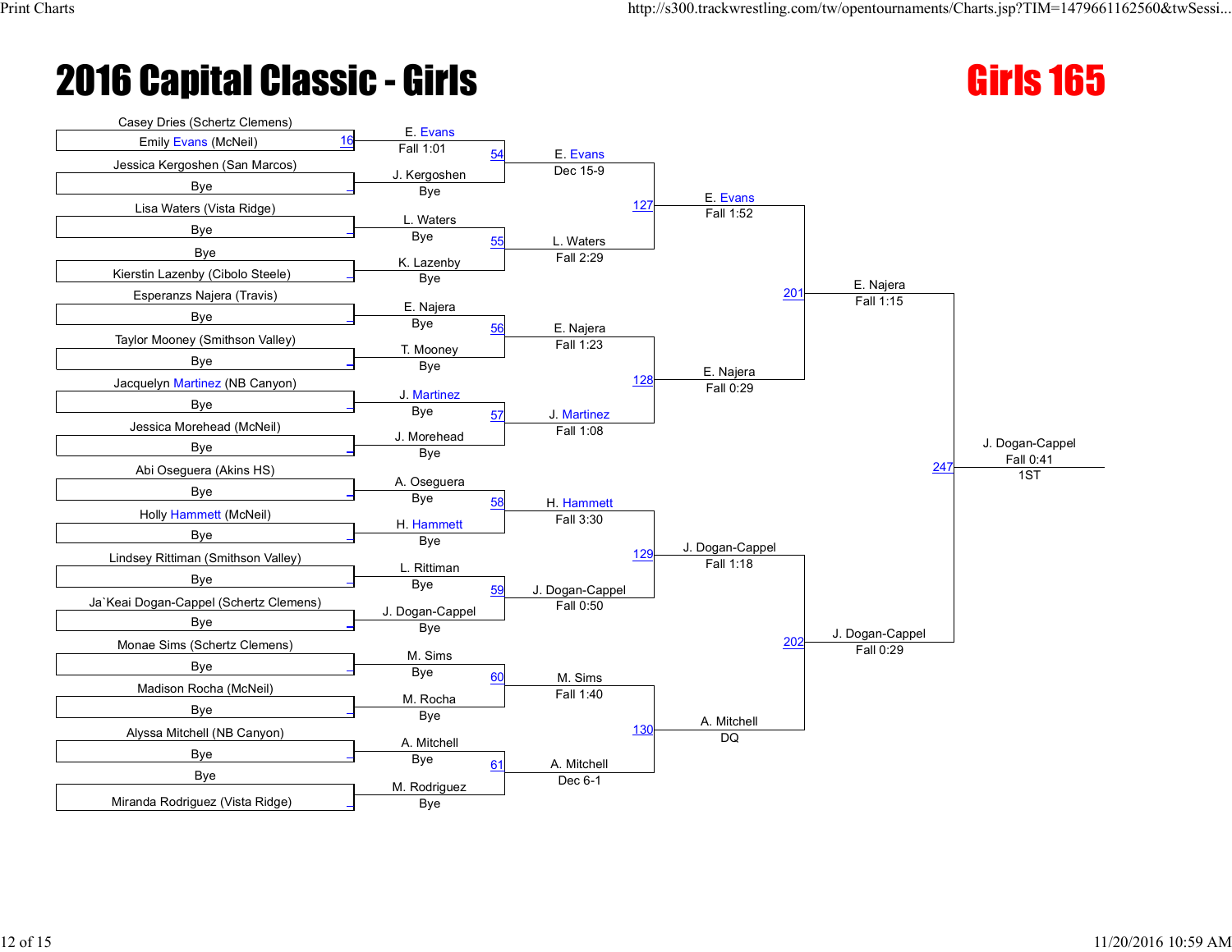# 2016 Capital Classic - Girls

## Girls 165

Casey Dries (Schertz Clemens)
Emily Evans (McNeil)
16
E. Evans
Fall 1:01

Jessica Kergoshen (San Marcos)
Bye
J. Kergoshen
Bye

54
E. Evans
Dec 15-9

Lisa Waters (Vista Ridge)
Bye
L. Waters
Bye

Bye
Kierstin Lazenby (Cibolo Steele)
K. Lazenby
Bye

55
L. Waters
Fall 2:29

127
E. Evans
Fall 1:52

Esperanzs Najera (Travis)
Bye
E. Najera
Bye

Taylor Mooney (Smithson Valley)
Bye
T. Mooney
Bye

56
E. Najera
Fall 1:23

Jacquelyn Martinez (NB Canyon)
Bye
J. Martinez
Bye

Jessica Morehead (McNeil)
Bye
J. Morehead
Bye

57
J. Martinez
Fall 1:08

128
E. Najera
Fall 0:29

201
E. Najera
Fall 1:15

Abi Oseguera (Akins HS)
Bye
A. Oseguera
Bye

Holly Hammett (McNeil)
Bye
H. Hammett
Bye

58
H. Hammett
Fall 3:30

Lindsey Rittiman (Smithson Valley)
Bye
L. Rittiman
Bye

Ja`Keai Dogan-Cappel (Schertz Clemens)
Bye
J. Dogan-Cappel
Bye

59
J. Dogan-Cappel
Fall 0:50

129
J. Dogan-Cappel
Fall 1:18

Monae Sims (Schertz Clemens)
Bye
M. Sims
Bye

Madison Rocha (McNeil)
Bye
M. Rocha
Bye

60
M. Sims
Fall 1:40

Alyssa Mitchell (NB Canyon)
Bye
A. Mitchell
Bye

Bye
Miranda Rodriguez (Vista Ridge)
M. Rodriguez
Bye

61
A. Mitchell
Dec 6-1

130
A. Mitchell
DQ

202
J. Dogan-Cappel
Fall 0:29

247
J. Dogan-Cappel
Fall 0:41
1ST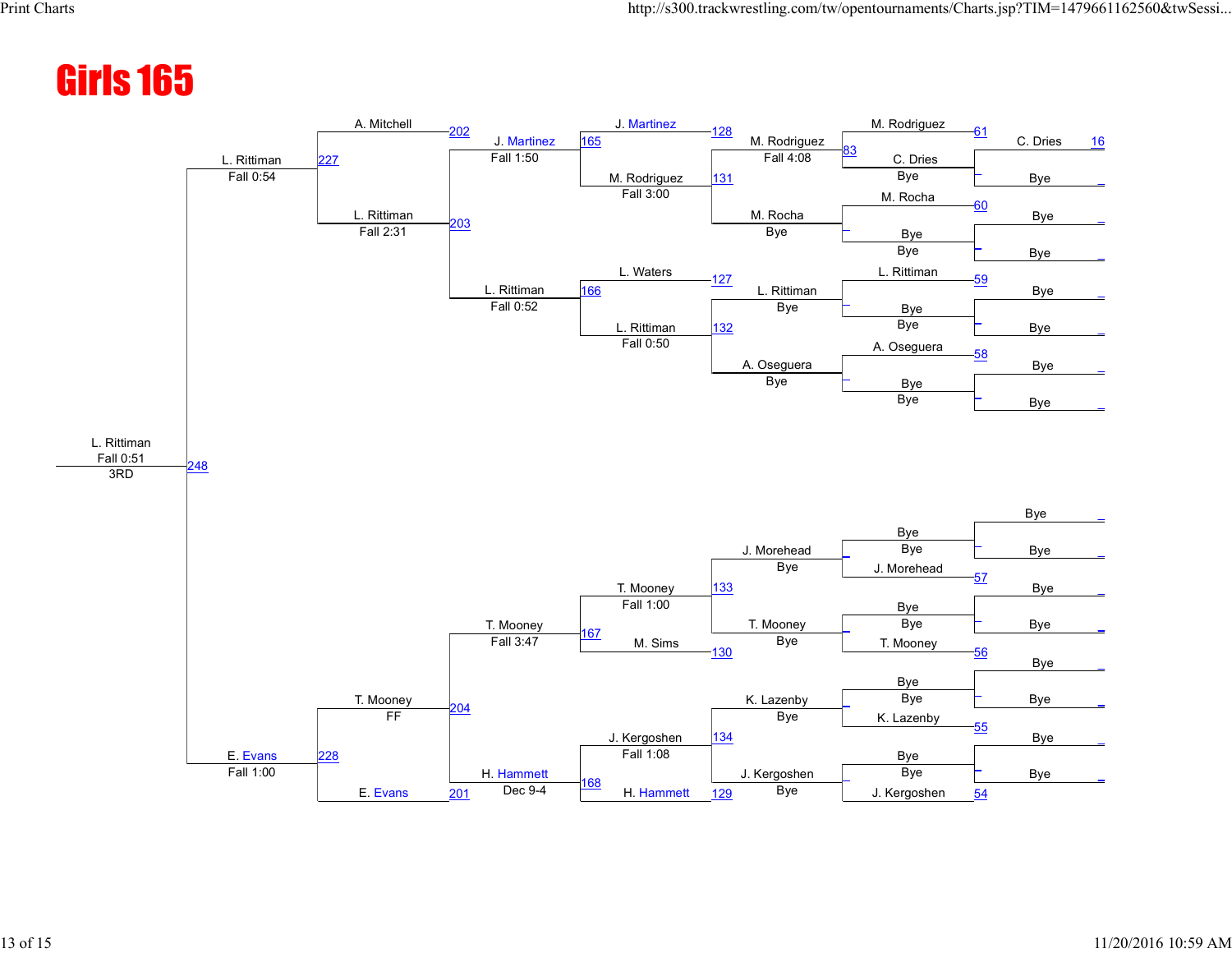# Girls 165

A. Mitchell
202
L. Rittiman
Fall 0:54
227
L. Rittiman
Fall 2:31
203
J. Martinez
Fall 1:50
165
J. Martinez
128
M. Rodriguez
Fall 3:00
131
M. Rodriguez
Fall 4:08
83
M. Rodriguez
61
C. Dries
Bye
C. Dries
16
Bye
M. Rocha
Bye
M. Rocha
60
Bye
Bye
Bye
Bye
L. Rittiman
Fall 0:52
166
L. Waters
127
L. Rittiman
Fall 0:50
132
L. Rittiman
Bye
L. Rittiman
59
Bye
Bye
Bye
Bye
A. Oseguera
Bye
A. Oseguera
58
Bye
Bye
Bye
Bye

L. Rittiman
Fall 0:51
3RD
248

Bye
Bye
Bye
J. Morehead
Bye
J. Morehead
57
Bye
T. Mooney
Fall 1:00
133
Bye
Bye
Bye
M. Sims
130
T. Mooney
Bye
T. Mooney
56
Bye
T. Mooney
Fall 3:47
167
Bye
Bye
Bye
K. Lazenby
Bye
K. Lazenby
55
Bye
T. Mooney
FF
204
J. Kergoshen
Fall 1:08
134
Bye
Bye
Bye
E. Evans
Fall 1:00
228
H. Hammett
Dec 9-4
168
H. Hammett
129
J. Kergoshen
Bye
J. Kergoshen
54
E. Evans
201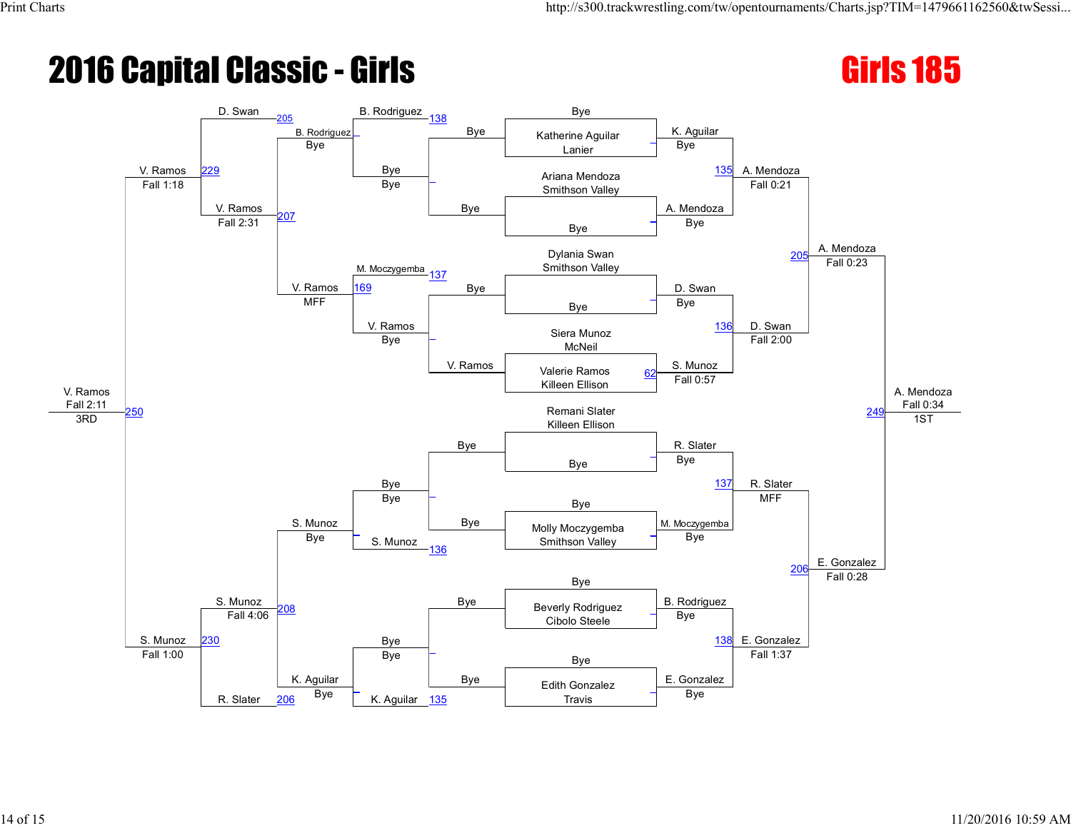# 2016 Capital Classic - Girls

## Girls 185

Katherine Aguilar
Lanier

K. Aguilar
Bye

Ariana Mendoza
Smithson Valley

A. Mendoza
Bye

135 A. Mendoza
Fall 0:21

Dylania Swan
Smithson Valley

D. Swan
Bye

Siera Munoz
McNeil

Valerie Ramos
Killeen Ellison

62 S. Munoz
Fall 0:57

136 D. Swan
Fall 2:00

205 A. Mendoza
Fall 0:23

Remani Slater
Killeen Ellison

R. Slater
Bye

Molly Moczygemba
Smithson Valley

M. Moczygemba
Bye

137 R. Slater
MFF

Beverly Rodriguez
Cibolo Steele

B. Rodriguez
Bye

Edith Gonzalez
Travis

E. Gonzalez
Bye

138 E. Gonzalez
Fall 1:37

206 E. Gonzalez
Fall 0:28

249 A. Mendoza
Fall 0:34
1ST

Consolation:

138 B. Rodriguez
137 M. Moczygemba
169 V. Ramos
136 S. Munoz
135 K. Aguilar

205 D. Swan
207 V. Ramos MFF
229 V. Ramos Fall 2:31
B. Rodriguez Bye

206 R. Slater
208 S. Munoz Bye
230 S. Munoz Fall 4:06
K. Aguilar Bye

229 V. Ramos Fall 1:18
230 S. Munoz Fall 1:00

250 V. Ramos
Fall 2:11
3RD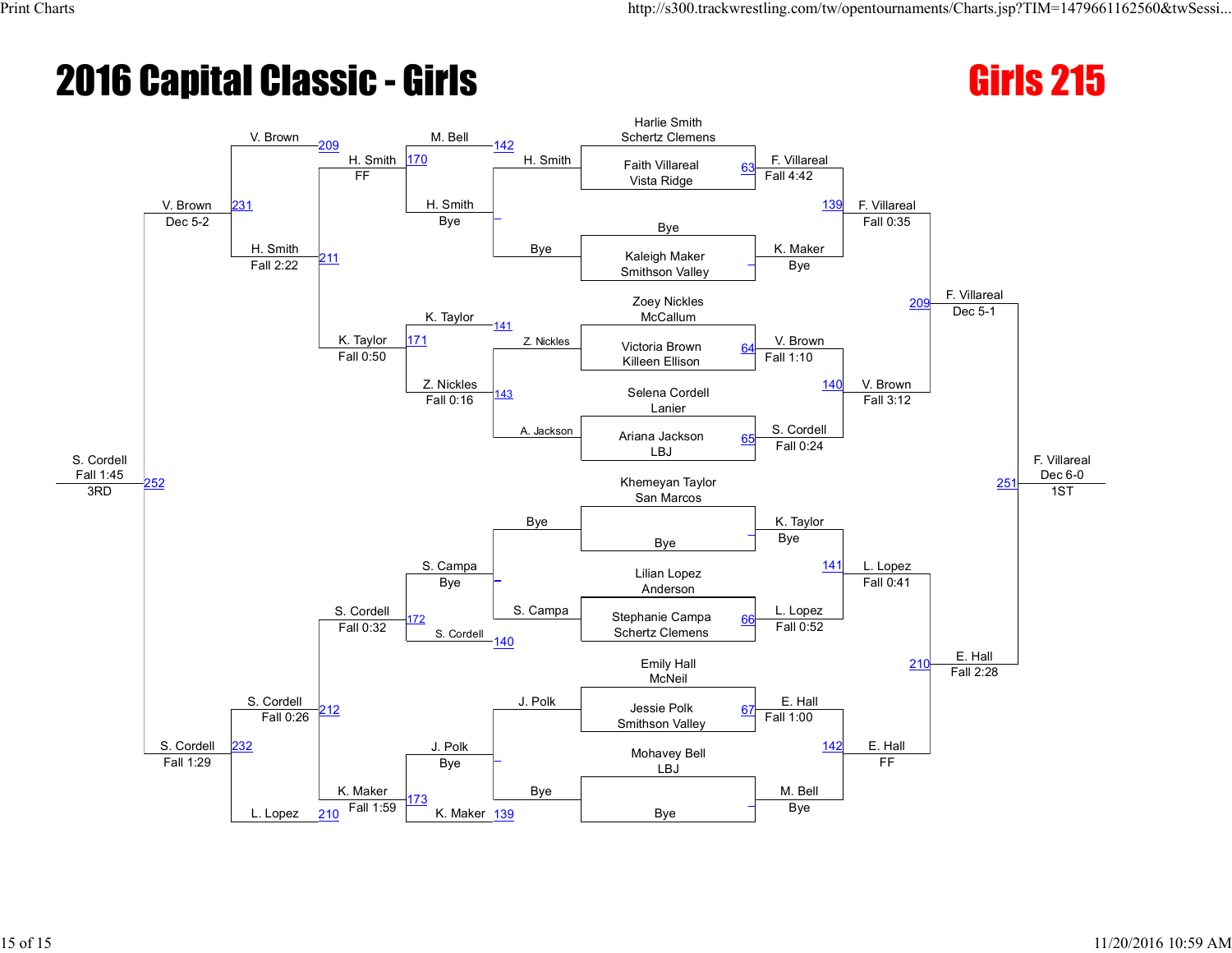# 2016 Capital Classic - Girls

# Girls 215

Harlie Smith
Schertz Clemens

Faith Villareal
Vista Ridge

63

F. Villareal
Fall 4:42

Bye

Kaleigh Maker
Smithson Valley

K. Maker
Bye

139

F. Villareal
Fall 0:35

Zoey Nickles
McCallum

Victoria Brown
Killeen Ellison

64

V. Brown
Fall 1:10

Selena Cordell
Lanier

Ariana Jackson
LBJ

65

S. Cordell
Fall 0:24

140

V. Brown
Fall 3:12

209

F. Villareal
Dec 5-1

Khemeyan Taylor
San Marcos

Bye

K. Taylor
Bye

Lilian Lopez
Anderson

Stephanie Campa
Schertz Clemens

66

L. Lopez
Fall 0:52

141

L. Lopez
Fall 0:41

Emily Hall
McNeil

Jessie Polk
Smithson Valley

67

E. Hall
Fall 1:00

Mohavey Bell
LBJ

Bye

M. Bell
Bye

142

E. Hall
FF

210

E. Hall
Fall 2:28

251

F. Villareal
Dec 6-0
1ST

H. Smith

Bye

Z. Nickles

A. Jackson

Bye

S. Campa

J. Polk

Bye

142

M. Bell

170

H. Smith
Bye

141

K. Taylor

171

Z. Nickles
Fall 0:16

143

S. Campa
Bye

172

S. Cordell

140

J. Polk
Bye

173

K. Maker

139

209

V. Brown

H. Smith
FF

211

K. Taylor
Fall 0:50

231

V. Brown
Dec 5-2

H. Smith
Fall 2:22

S. Cordell
Fall 0:32

212

K. Maker
Fall 1:59

S. Cordell
Fall 0:26

232

L. Lopez

210

S. Cordell
Fall 1:29

252

S. Cordell
Fall 1:45
3RD